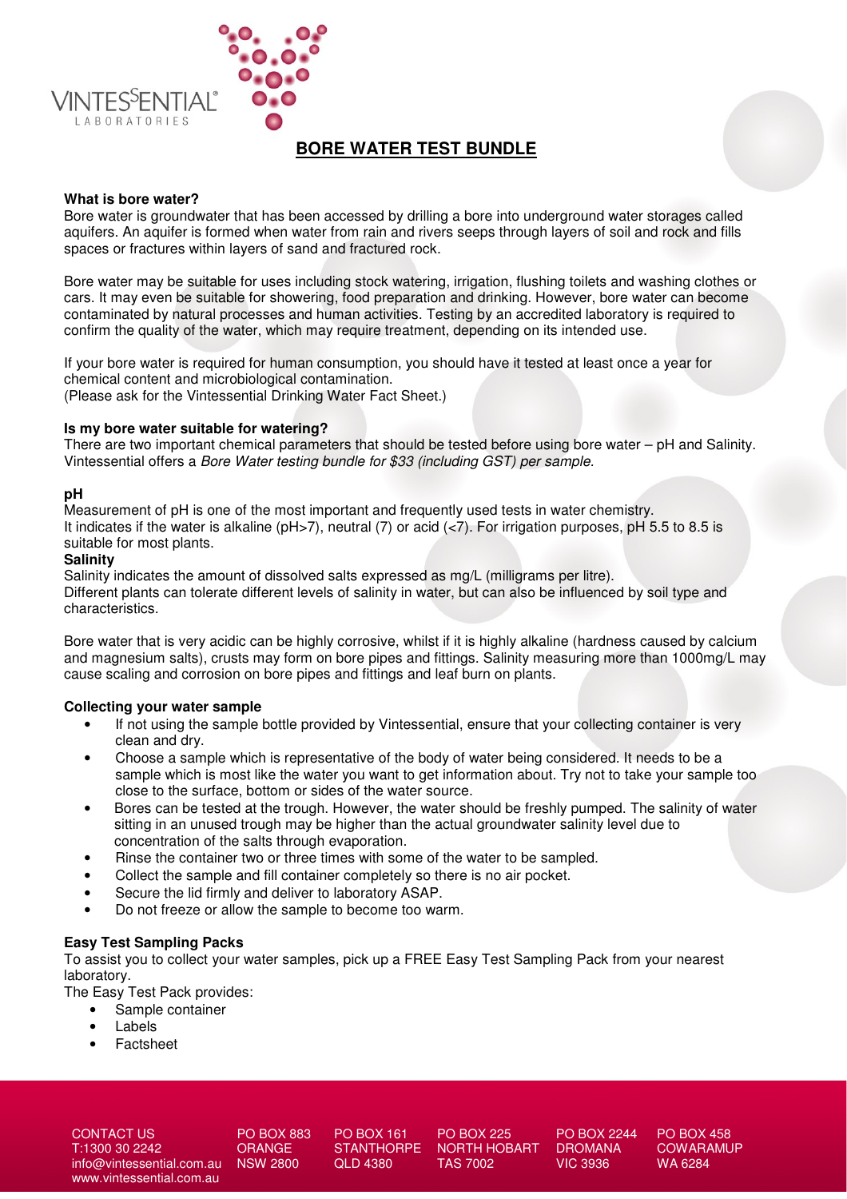# BORE WATER TEST BUNDLE

**What is bore water?**

Bore water is groundwater that has been accessed by drilling a bore into underground water storages called aquifers. An aquifer is formed when water from rain and rivers seeps through layers of soil and rock and fills spaces or fractures within layers of sand and fractured rock.

Bore water may be suitable for uses including stock watering, irrigation, flushing toilets and washing clothes or cars. It may even be suitable for showering, food preparation and drinking. However, bore water can become contaminated by natural processes and human activities. Testing by an accredited laboratory is required to confirm the quality of the water, which may require treatment, depending on its intended use.

If your bore water is required for human consumption, you should have it tested at least once a year for chemical content and microbiological contamination.
(Please ask for the Vintessential Drinking Water Fact Sheet.)

**Is my bore water suitable for watering?**

There are two important chemical parameters that should be tested before using bore water – pH and Salinity. Vintessential offers a *Bore Water testing bundle for $33 (including GST) per sample.*

**pH**

Measurement of pH is one of the most important and frequently used tests in water chemistry.
It indicates if the water is alkaline (pH>7), neutral (7) or acid (<7). For irrigation purposes, pH 5.5 to 8.5 is suitable for most plants.

**Salinity**

Salinity indicates the amount of dissolved salts expressed as mg/L (milligrams per litre).
Different plants can tolerate different levels of salinity in water, but can also be influenced by soil type and characteristics.

Bore water that is very acidic can be highly corrosive, whilst if it is highly alkaline (hardness caused by calcium and magnesium salts), crusts may form on bore pipes and fittings. Salinity measuring more than 1000mg/L may cause scaling and corrosion on bore pipes and fittings and leaf burn on plants.

**Collecting your water sample**

- If not using the sample bottle provided by Vintessential, ensure that your collecting container is very clean and dry.
- Choose a sample which is representative of the body of water being considered. It needs to be a sample which is most like the water you want to get information about. Try not to take your sample too close to the surface, bottom or sides of the water source.
- Bores can be tested at the trough. However, the water should be freshly pumped. The salinity of water sitting in an unused trough may be higher than the actual groundwater salinity level due to concentration of the salts through evaporation.
- Rinse the container two or three times with some of the water to be sampled.
- Collect the sample and fill container completely so there is no air pocket.
- Secure the lid firmly and deliver to laboratory ASAP.
- Do not freeze or allow the sample to become too warm.

**Easy Test Sampling Packs**

To assist you to collect your water samples, pick up a FREE Easy Test Sampling Pack from your nearest laboratory.
The Easy Test Pack provides:

- Sample container
- Labels
- Factsheet

CONTACT US
T:1300 30 2242
info@vintessential.com.au
www.vintessential.com.au

PO BOX 883
ORANGE
NSW 2800

PO BOX 161
STANTHORPE
QLD 4380

PO BOX 225
NORTH HOBART
TAS 7002

PO BOX 2244
DROMANA
VIC 3936

PO BOX 458
COWARAMUP
WA 6284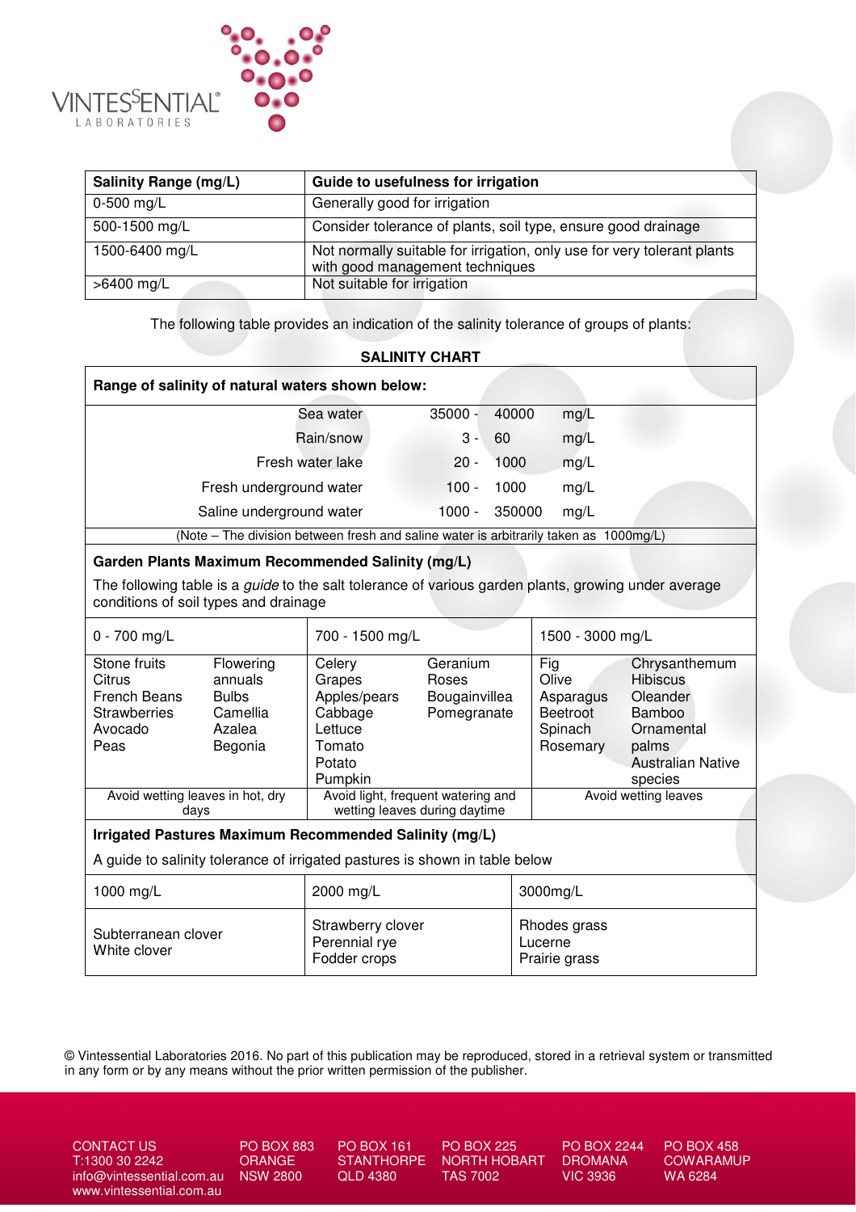| Salinity Range (mg/L) | Guide to usefulness for irrigation |
|---|---|
| 0-500 mg/L | Generally good for irrigation |
| 500-1500 mg/L | Consider tolerance of plants, soil type, ensure good drainage |
| 1500-6400 mg/L | Not normally suitable for irrigation, only use for very tolerant plants with good management techniques |
| >6400 mg/L | Not suitable for irrigation |

The following table provides an indication of the salinity tolerance of groups of plants:

**SALINITY CHART**

**Range of salinity of natural waters shown below:**

| | | |
|---|---|---|
| Sea water | 35000 - 40000 | mg/L |
| Rain/snow | 3 - 60 | mg/L |
| Fresh water lake | 20 - 1000 | mg/L |
| Fresh underground water | 100 - 1000 | mg/L |
| Saline underground water | 1000 - 350000 | mg/L |

(Note – The division between fresh and saline water is arbitrarily taken as 1000mg/L)

**Garden Plants Maximum Recommended Salinity (mg/L)**

The following table is a *guide* to the salt tolerance of various garden plants, growing under average conditions of soil types and drainage

| 0 - 700 mg/L | 700 - 1500 mg/L | 1500 - 3000 mg/L |
|---|---|---|
| Stone fruits, Citrus, French Beans, Strawberries, Avocado, Peas, Flowering annuals, Bulbs, Camellia, Azalea, Begonia | Celery, Grapes, Apples/pears, Cabbage, Lettuce, Tomato, Potato, Pumpkin, Geranium, Roses, Bougainvillea, Pomegranate | Fig, Olive, Asparagus, Beetroot, Spinach, Rosemary, Chrysanthemum, Hibiscus, Oleander, Bamboo, Ornamental palms, Australian Native species |
| Avoid wetting leaves in hot, dry days | Avoid light, frequent watering and wetting leaves during daytime | Avoid wetting leaves |

**Irrigated Pastures Maximum Recommended Salinity (mg/L)**

A guide to salinity tolerance of irrigated pastures is shown in table below

| 1000 mg/L | 2000 mg/L | 3000mg/L |
|---|---|---|
| Subterranean clover<br>White clover | Strawberry clover<br>Perennial rye<br>Fodder crops | Rhodes grass<br>Lucerne<br>Prairie grass |

© Vintessential Laboratories 2016. No part of this publication may be reproduced, stored in a retrieval system or transmitted in any form or by any means without the prior written permission of the publisher.